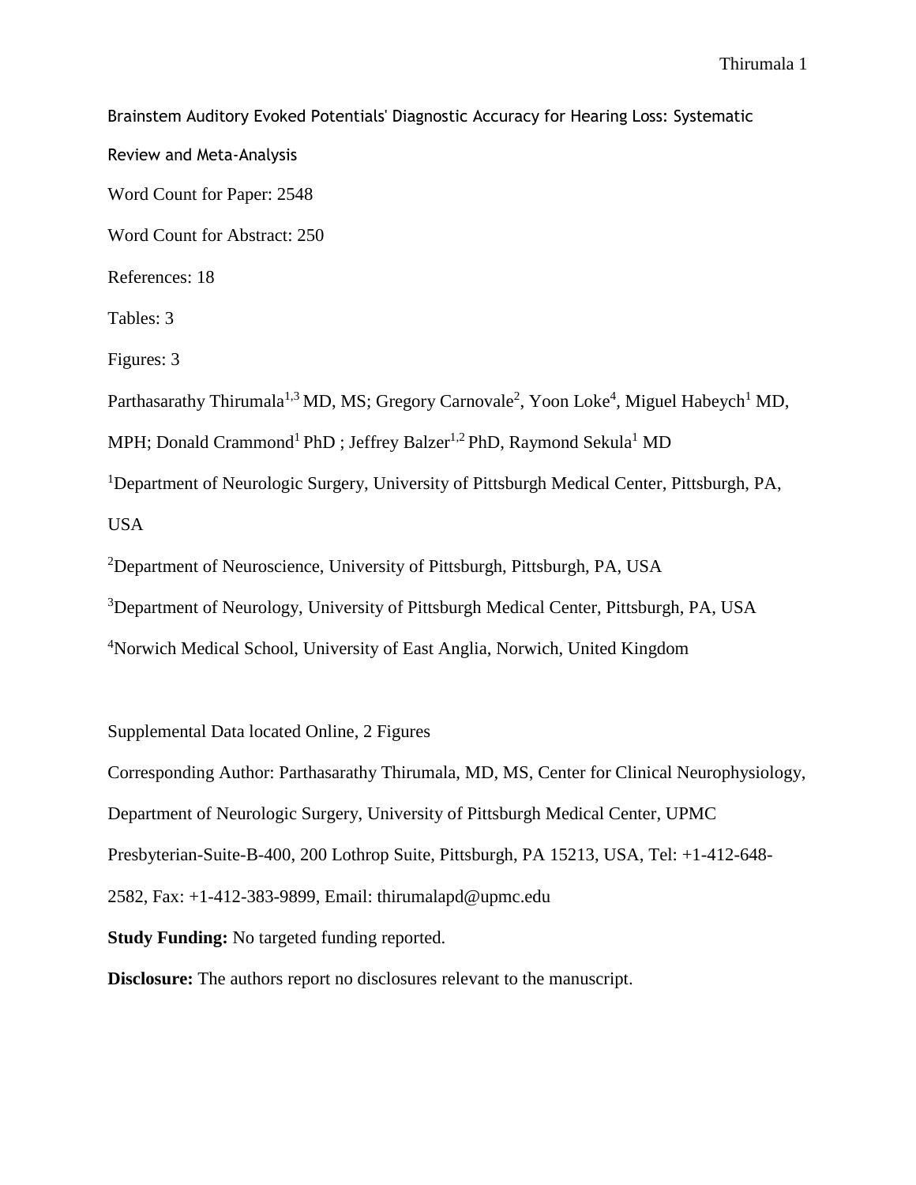# Brainstem Auditory Evoked Potentials' Diagnostic Accuracy for Hearing Loss: Systematic Review and Meta-Analysis

Word Count for Paper: 2548

Word Count for Abstract: 250

References: 18

Tables: 3

Figures: 3

Parthasarathy Thirumala[1,3] MD, MS; Gregory Carnovale[2], Yoon Loke[4], Miguel Habeych[1] MD, MPH; Donald Crammond[1] PhD ; Jeffrey Balzer[1,2] PhD, Raymond Sekula[1] MD

[1]Department of Neurologic Surgery, University of Pittsburgh Medical Center, Pittsburgh, PA, USA

[2]Department of Neuroscience, University of Pittsburgh, Pittsburgh, PA, USA

[3]Department of Neurology, University of Pittsburgh Medical Center, Pittsburgh, PA, USA

[4]Norwich Medical School, University of East Anglia, Norwich, United Kingdom

Supplemental Data located Online, 2 Figures

Corresponding Author: Parthasarathy Thirumala, MD, MS, Center for Clinical Neurophysiology, Department of Neurologic Surgery, University of Pittsburgh Medical Center, UPMC Presbyterian-Suite-B-400, 200 Lothrop Suite, Pittsburgh, PA 15213, USA, Tel: +1-412-648-2582, Fax: +1-412-383-9899, Email: thirumalapd@upmc.edu

**Study Funding:** No targeted funding reported.

**Disclosure:** The authors report no disclosures relevant to the manuscript.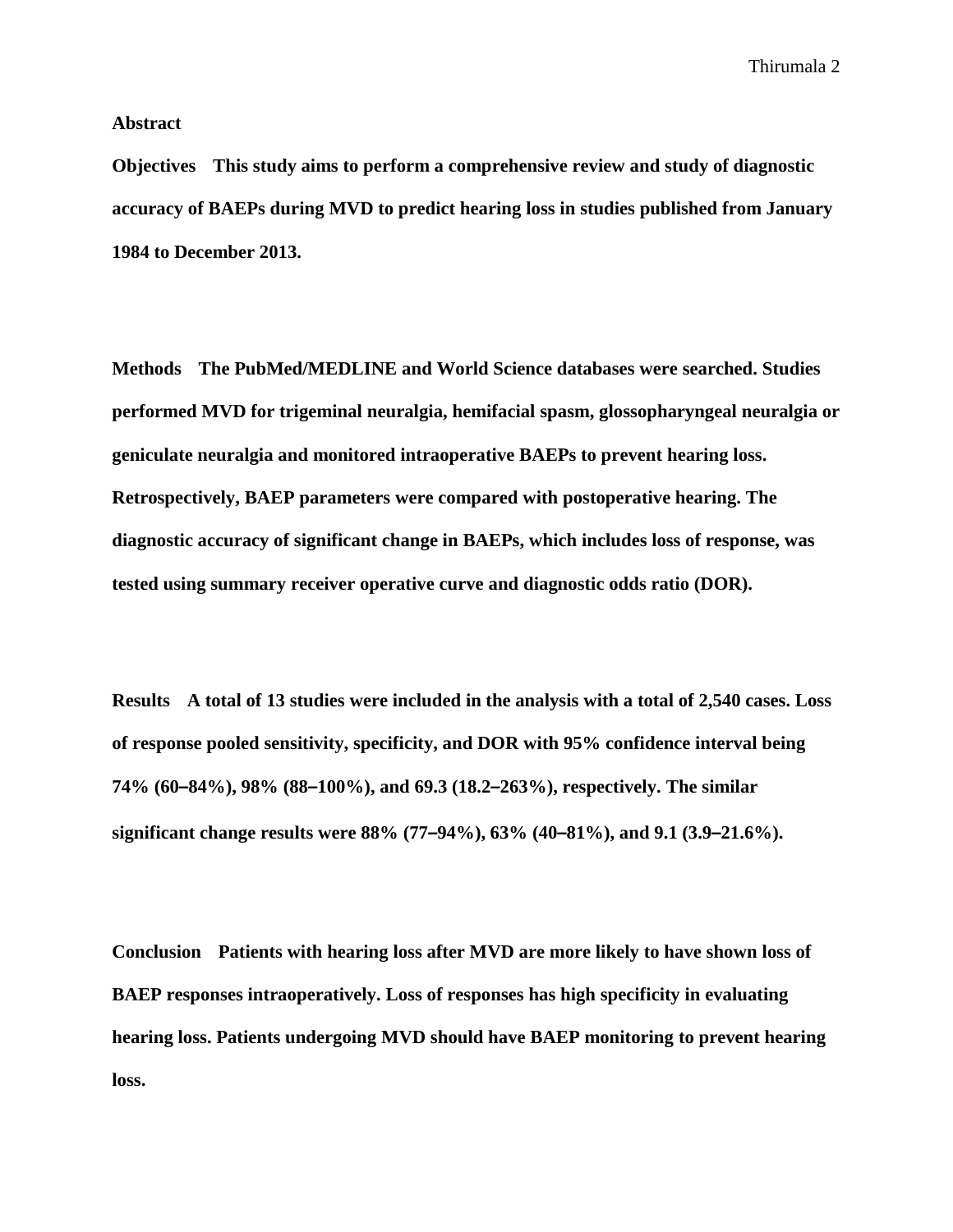## Abstract

**Objectives** This study aims to perform a comprehensive review and study of diagnostic accuracy of BAEPs during MVD to predict hearing loss in studies published from January 1984 to December 2013.

**Methods** The PubMed/MEDLINE and World Science databases were searched. Studies performed MVD for trigeminal neuralgia, hemifacial spasm, glossopharyngeal neuralgia or geniculate neuralgia and monitored intraoperative BAEPs to prevent hearing loss. Retrospectively, BAEP parameters were compared with postoperative hearing. The diagnostic accuracy of significant change in BAEPs, which includes loss of response, was tested using summary receiver operative curve and diagnostic odds ratio (DOR).

**Results** A total of 13 studies were included in the analysis with a total of 2,540 cases. Loss of response pooled sensitivity, specificity, and DOR with 95% confidence interval being 74% (60–84%), 98% (88–100%), and 69.3 (18.2–263%), respectively. The similar significant change results were 88% (77–94%), 63% (40–81%), and 9.1 (3.9–21.6%).

**Conclusion** Patients with hearing loss after MVD are more likely to have shown loss of BAEP responses intraoperatively. Loss of responses has high specificity in evaluating hearing loss. Patients undergoing MVD should have BAEP monitoring to prevent hearing loss.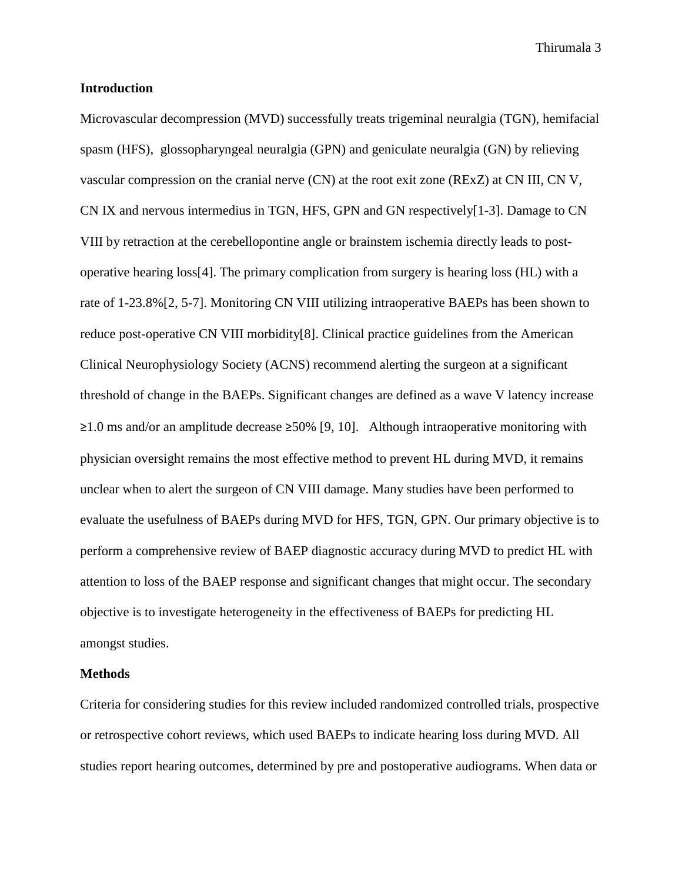## Introduction

Microvascular decompression (MVD) successfully treats trigeminal neuralgia (TGN), hemifacial spasm (HFS), glossopharyngeal neuralgia (GPN) and geniculate neuralgia (GN) by relieving vascular compression on the cranial nerve (CN) at the root exit zone (RExZ) at CN III, CN V, CN IX and nervous intermedius in TGN, HFS, GPN and GN respectively[1-3]. Damage to CN VIII by retraction at the cerebellopontine angle or brainstem ischemia directly leads to post-operative hearing loss[4]. The primary complication from surgery is hearing loss (HL) with a rate of 1-23.8%[2, 5-7]. Monitoring CN VIII utilizing intraoperative BAEPs has been shown to reduce post-operative CN VIII morbidity[8]. Clinical practice guidelines from the American Clinical Neurophysiology Society (ACNS) recommend alerting the surgeon at a significant threshold of change in the BAEPs. Significant changes are defined as a wave V latency increase ≥1.0 ms and/or an amplitude decrease ≥50% [9, 10]. Although intraoperative monitoring with physician oversight remains the most effective method to prevent HL during MVD, it remains unclear when to alert the surgeon of CN VIII damage. Many studies have been performed to evaluate the usefulness of BAEPs during MVD for HFS, TGN, GPN. Our primary objective is to perform a comprehensive review of BAEP diagnostic accuracy during MVD to predict HL with attention to loss of the BAEP response and significant changes that might occur. The secondary objective is to investigate heterogeneity in the effectiveness of BAEPs for predicting HL amongst studies.

## Methods

Criteria for considering studies for this review included randomized controlled trials, prospective or retrospective cohort reviews, which used BAEPs to indicate hearing loss during MVD. All studies report hearing outcomes, determined by pre and postoperative audiograms. When data or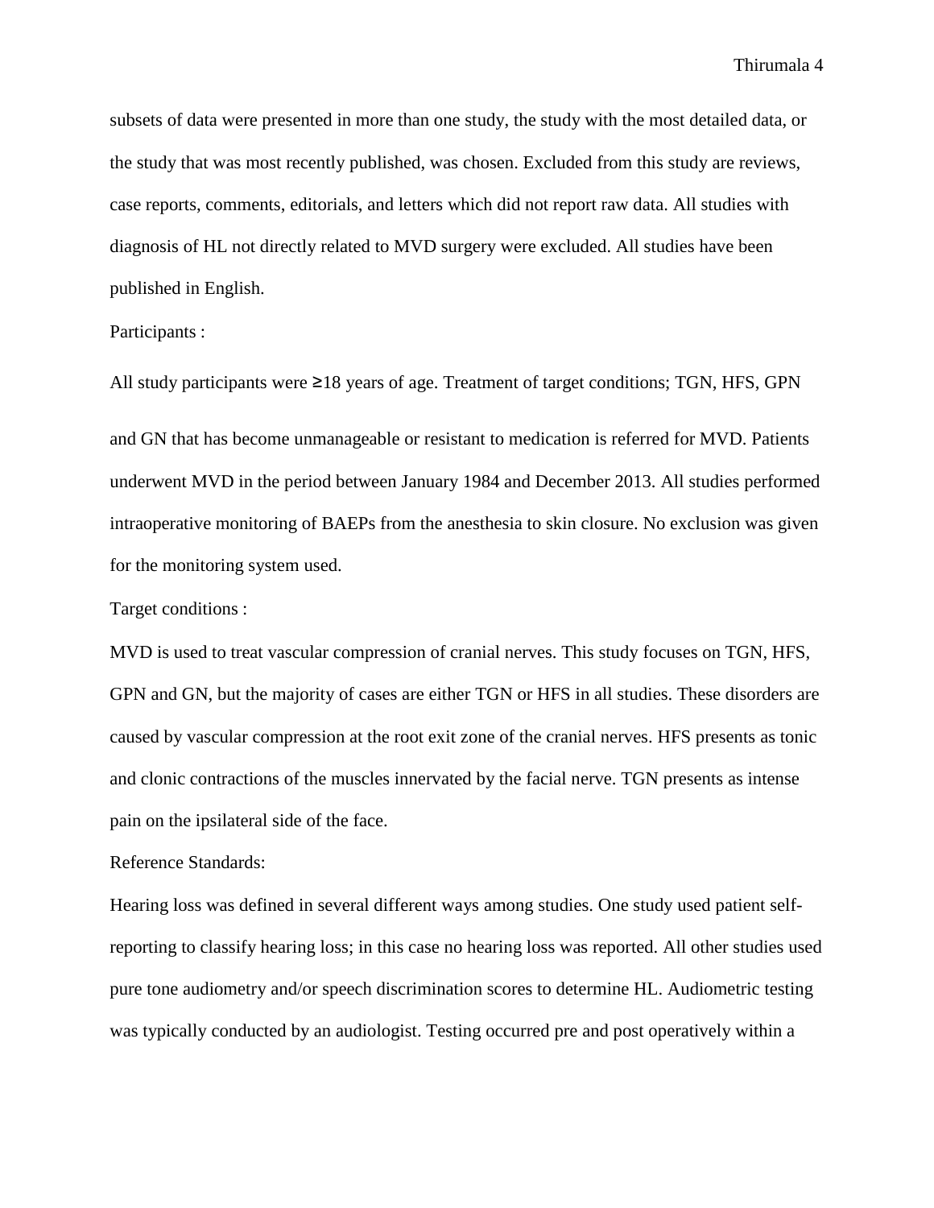subsets of data were presented in more than one study, the study with the most detailed data, or the study that was most recently published, was chosen. Excluded from this study are reviews, case reports, comments, editorials, and letters which did not report raw data. All studies with diagnosis of HL not directly related to MVD surgery were excluded. All studies have been published in English.

Participants :

All study participants were ≥18 years of age. Treatment of target conditions; TGN, HFS, GPN and GN that has become unmanageable or resistant to medication is referred for MVD. Patients underwent MVD in the period between January 1984 and December 2013. All studies performed intraoperative monitoring of BAEPs from the anesthesia to skin closure. No exclusion was given for the monitoring system used.

Target conditions :

MVD is used to treat vascular compression of cranial nerves. This study focuses on TGN, HFS, GPN and GN, but the majority of cases are either TGN or HFS in all studies. These disorders are caused by vascular compression at the root exit zone of the cranial nerves. HFS presents as tonic and clonic contractions of the muscles innervated by the facial nerve. TGN presents as intense pain on the ipsilateral side of the face.

Reference Standards:

Hearing loss was defined in several different ways among studies. One study used patient self-reporting to classify hearing loss; in this case no hearing loss was reported. All other studies used pure tone audiometry and/or speech discrimination scores to determine HL. Audiometric testing was typically conducted by an audiologist. Testing occurred pre and post operatively within a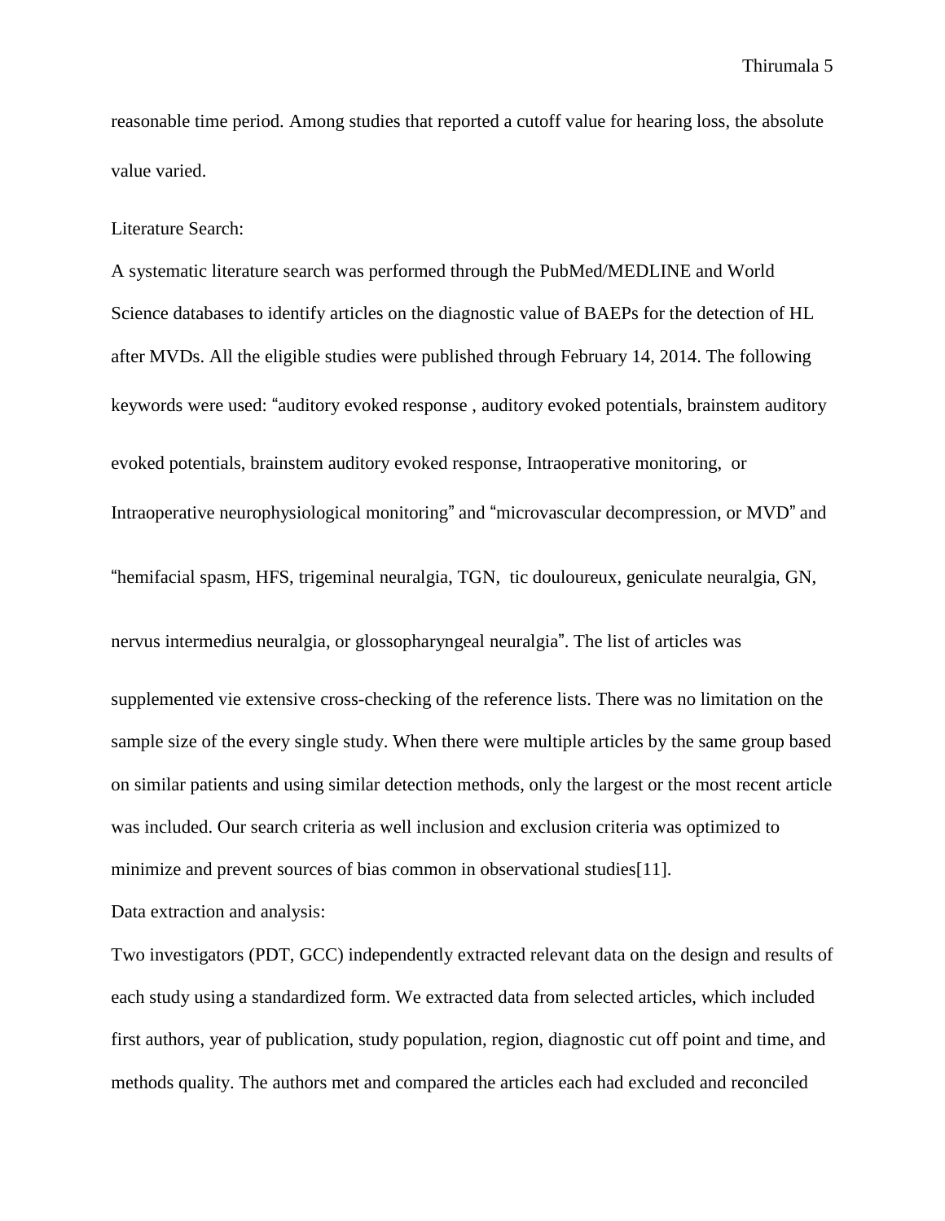reasonable time period. Among studies that reported a cutoff value for hearing loss, the absolute value varied.

Literature Search:

A systematic literature search was performed through the PubMed/MEDLINE and World Science databases to identify articles on the diagnostic value of BAEPs for the detection of HL after MVDs. All the eligible studies were published through February 14, 2014. The following keywords were used: "auditory evoked response , auditory evoked potentials, brainstem auditory evoked potentials, brainstem auditory evoked response, Intraoperative monitoring, or Intraoperative neurophysiological monitoring" and "microvascular decompression, or MVD" and "hemifacial spasm, HFS, trigeminal neuralgia, TGN, tic douloureux, geniculate neuralgia, GN, nervus intermedius neuralgia, or glossopharyngeal neuralgia". The list of articles was supplemented vie extensive cross-checking of the reference lists. There was no limitation on the sample size of the every single study. When there were multiple articles by the same group based on similar patients and using similar detection methods, only the largest or the most recent article was included. Our search criteria as well inclusion and exclusion criteria was optimized to minimize and prevent sources of bias common in observational studies[11].

Data extraction and analysis:

Two investigators (PDT, GCC) independently extracted relevant data on the design and results of each study using a standardized form. We extracted data from selected articles, which included first authors, year of publication, study population, region, diagnostic cut off point and time, and methods quality. The authors met and compared the articles each had excluded and reconciled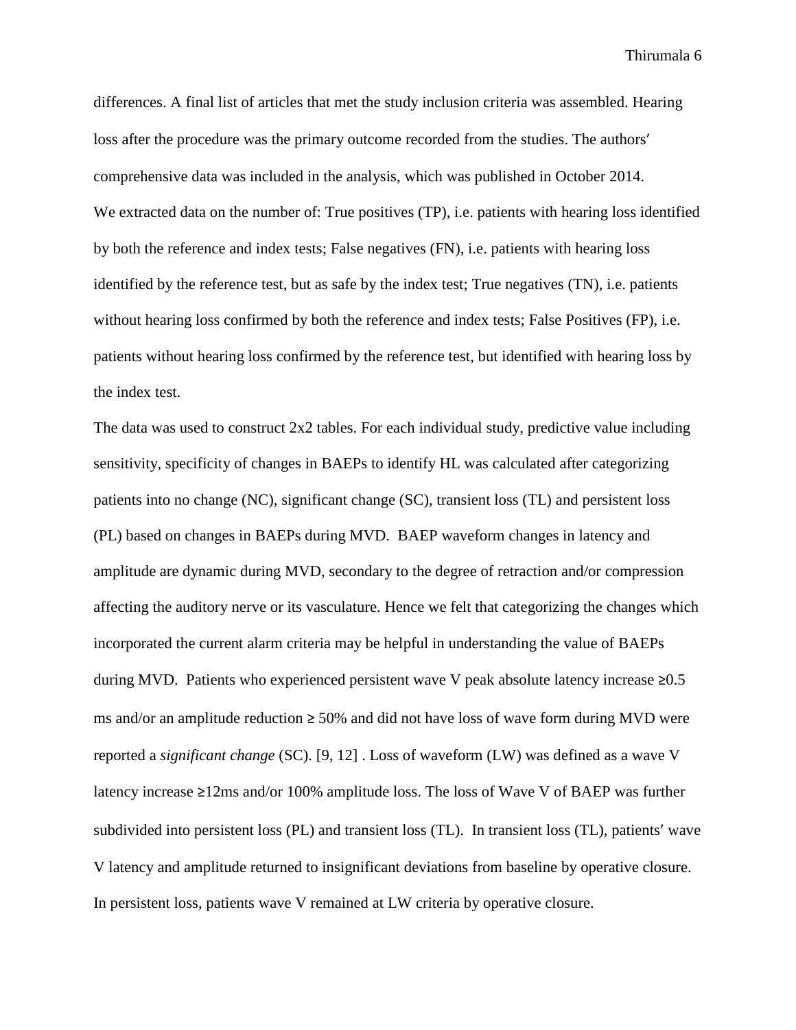differences. A final list of articles that met the study inclusion criteria was assembled. Hearing loss after the procedure was the primary outcome recorded from the studies. The authors' comprehensive data was included in the analysis, which was published in October 2014.

We extracted data on the number of: True positives (TP), i.e. patients with hearing loss identified by both the reference and index tests; False negatives (FN), i.e. patients with hearing loss identified by the reference test, but as safe by the index test; True negatives (TN), i.e. patients without hearing loss confirmed by both the reference and index tests; False Positives (FP), i.e. patients without hearing loss confirmed by the reference test, but identified with hearing loss by the index test.

The data was used to construct 2x2 tables. For each individual study, predictive value including sensitivity, specificity of changes in BAEPs to identify HL was calculated after categorizing patients into no change (NC), significant change (SC), transient loss (TL) and persistent loss (PL) based on changes in BAEPs during MVD. BAEP waveform changes in latency and amplitude are dynamic during MVD, secondary to the degree of retraction and/or compression affecting the auditory nerve or its vasculature. Hence we felt that categorizing the changes which incorporated the current alarm criteria may be helpful in understanding the value of BAEPs during MVD. Patients who experienced persistent wave V peak absolute latency increase ≥0.5 ms and/or an amplitude reduction ≥ 50% and did not have loss of wave form during MVD were reported a *significant change* (SC). [9, 12] . Loss of waveform (LW) was defined as a wave V latency increase ≥12ms and/or 100% amplitude loss. The loss of Wave V of BAEP was further subdivided into persistent loss (PL) and transient loss (TL). In transient loss (TL), patients' wave V latency and amplitude returned to insignificant deviations from baseline by operative closure. In persistent loss, patients wave V remained at LW criteria by operative closure.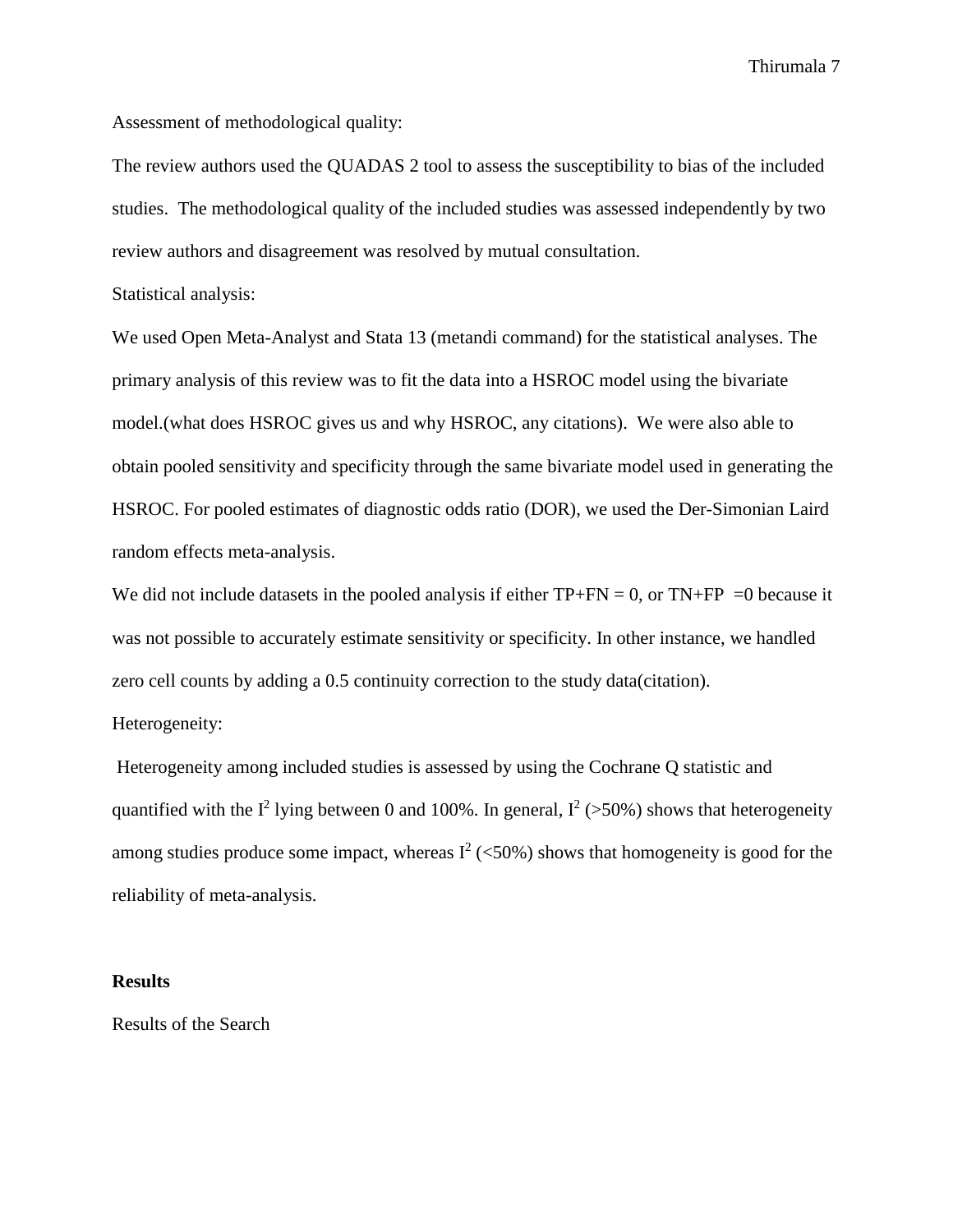Assessment of methodological quality:

The review authors used the QUADAS 2 tool to assess the susceptibility to bias of the included studies. The methodological quality of the included studies was assessed independently by two review authors and disagreement was resolved by mutual consultation.

Statistical analysis:

We used Open Meta-Analyst and Stata 13 (metandi command) for the statistical analyses. The primary analysis of this review was to fit the data into a HSROC model using the bivariate model.(what does HSROC gives us and why HSROC, any citations). We were also able to obtain pooled sensitivity and specificity through the same bivariate model used in generating the HSROC. For pooled estimates of diagnostic odds ratio (DOR), we used the Der-Simonian Laird random effects meta-analysis.

We did not include datasets in the pooled analysis if either TP+FN = 0, or TN+FP =0 because it was not possible to accurately estimate sensitivity or specificity. In other instance, we handled zero cell counts by adding a 0.5 continuity correction to the study data(citation).

Heterogeneity:

Heterogeneity among included studies is assessed by using the Cochrane Q statistic and quantified with the $I^2$ lying between 0 and 100%. In general, $I^2$ (>50%) shows that heterogeneity among studies produce some impact, whereas $I^2$ (<50%) shows that homogeneity is good for the reliability of meta-analysis.

**Results**

Results of the Search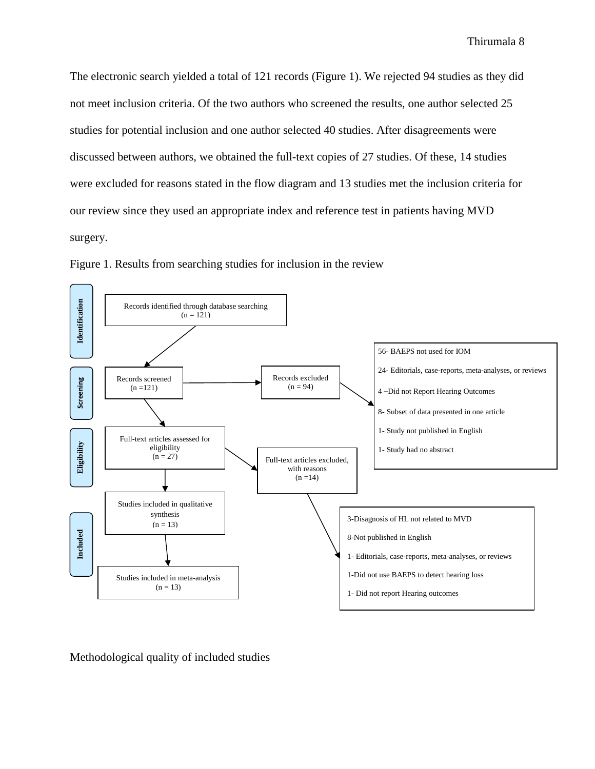The electronic search yielded a total of 121 records (Figure 1). We rejected 94 studies as they did not meet inclusion criteria. Of the two authors who screened the results, one author selected 25 studies for potential inclusion and one author selected 40 studies. After disagreements were discussed between authors, we obtained the full-text copies of 27 studies. Of these, 14 studies were excluded for reasons stated in the flow diagram and 13 studies met the inclusion criteria for our review since they used an appropriate index and reference test in patients having MVD surgery.

Figure 1. Results from searching studies for inclusion in the review

**Identification**

Records identified through database searching (n = 121)

**Screening**

Records screened (n =121)

Records excluded (n = 94)

- 56- BAEPS not used for IOM
- 24- Editorials, case-reports, meta-analyses, or reviews
- 4 –Did not Report Hearing Outcomes
- 8- Subset of data presented in one article
- 1- Study not published in English
- 1- Study had no abstract

**Eligibility**

Full-text articles assessed for eligibility (n = 27)

Full-text articles excluded, with reasons (n =14)

- 3-Disagnosis of HL not related to MVD
- 8-Not published in English
- 1- Editorials, case-reports, meta-analyses, or reviews
- 1-Did not use BAEPS to detect hearing loss
- 1- Did not report Hearing outcomes

**Included**

Studies included in qualitative synthesis (n = 13)

Studies included in meta-analysis (n = 13)

Methodological quality of included studies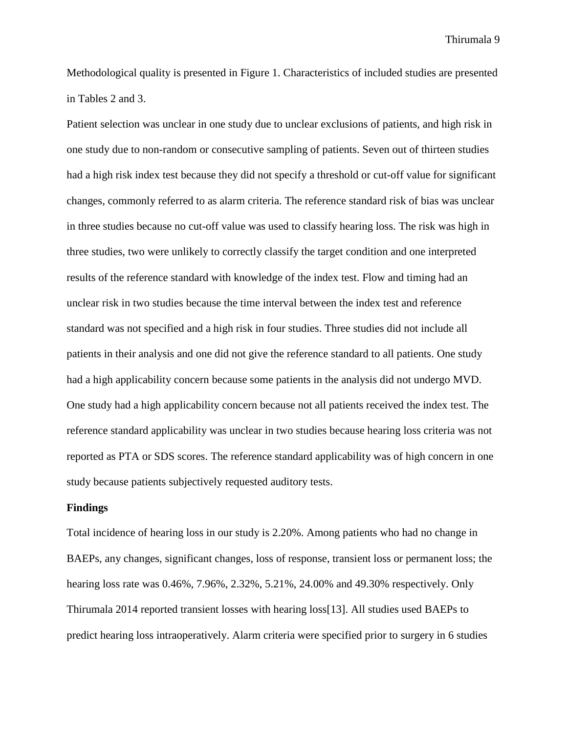Methodological quality is presented in Figure 1. Characteristics of included studies are presented in Tables 2 and 3.

Patient selection was unclear in one study due to unclear exclusions of patients, and high risk in one study due to non-random or consecutive sampling of patients. Seven out of thirteen studies had a high risk index test because they did not specify a threshold or cut-off value for significant changes, commonly referred to as alarm criteria. The reference standard risk of bias was unclear in three studies because no cut-off value was used to classify hearing loss. The risk was high in three studies, two were unlikely to correctly classify the target condition and one interpreted results of the reference standard with knowledge of the index test. Flow and timing had an unclear risk in two studies because the time interval between the index test and reference standard was not specified and a high risk in four studies. Three studies did not include all patients in their analysis and one did not give the reference standard to all patients. One study had a high applicability concern because some patients in the analysis did not undergo MVD. One study had a high applicability concern because not all patients received the index test. The reference standard applicability was unclear in two studies because hearing loss criteria was not reported as PTA or SDS scores. The reference standard applicability was of high concern in one study because patients subjectively requested auditory tests.

**Findings**

Total incidence of hearing loss in our study is 2.20%. Among patients who had no change in BAEPs, any changes, significant changes, loss of response, transient loss or permanent loss; the hearing loss rate was 0.46%, 7.96%, 2.32%, 5.21%, 24.00% and 49.30% respectively. Only Thirumala 2014 reported transient losses with hearing loss[13]. All studies used BAEPs to predict hearing loss intraoperatively. Alarm criteria were specified prior to surgery in 6 studies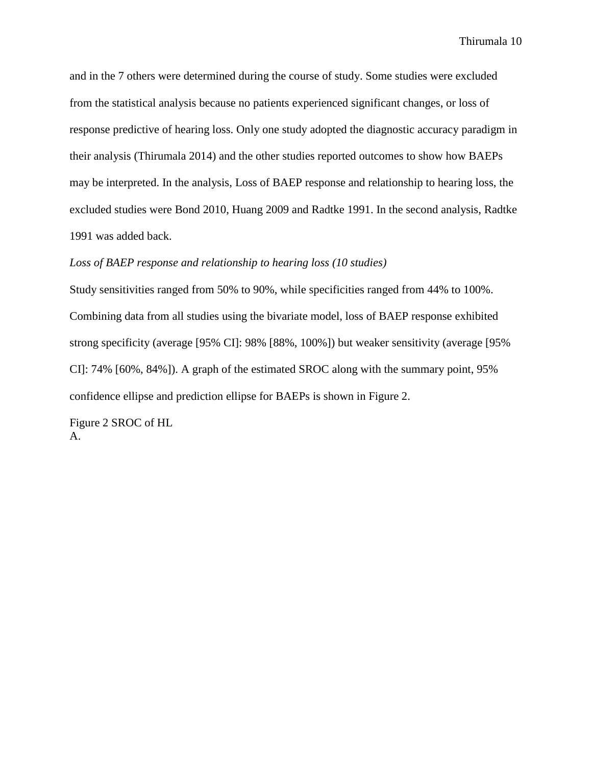and in the 7 others were determined during the course of study. Some studies were excluded from the statistical analysis because no patients experienced significant changes, or loss of response predictive of hearing loss. Only one study adopted the diagnostic accuracy paradigm in their analysis (Thirumala 2014) and the other studies reported outcomes to show how BAEPs may be interpreted. In the analysis, Loss of BAEP response and relationship to hearing loss, the excluded studies were Bond 2010, Huang 2009 and Radtke 1991. In the second analysis, Radtke 1991 was added back.

*Loss of BAEP response and relationship to hearing loss (10 studies)*

Study sensitivities ranged from 50% to 90%, while specificities ranged from 44% to 100%. Combining data from all studies using the bivariate model, loss of BAEP response exhibited strong specificity (average [95% CI]: 98% [88%, 100%]) but weaker sensitivity (average [95% CI]: 74% [60%, 84%]). A graph of the estimated SROC along with the summary point, 95% confidence ellipse and prediction ellipse for BAEPs is shown in Figure 2.

Figure 2 SROC of HL

A.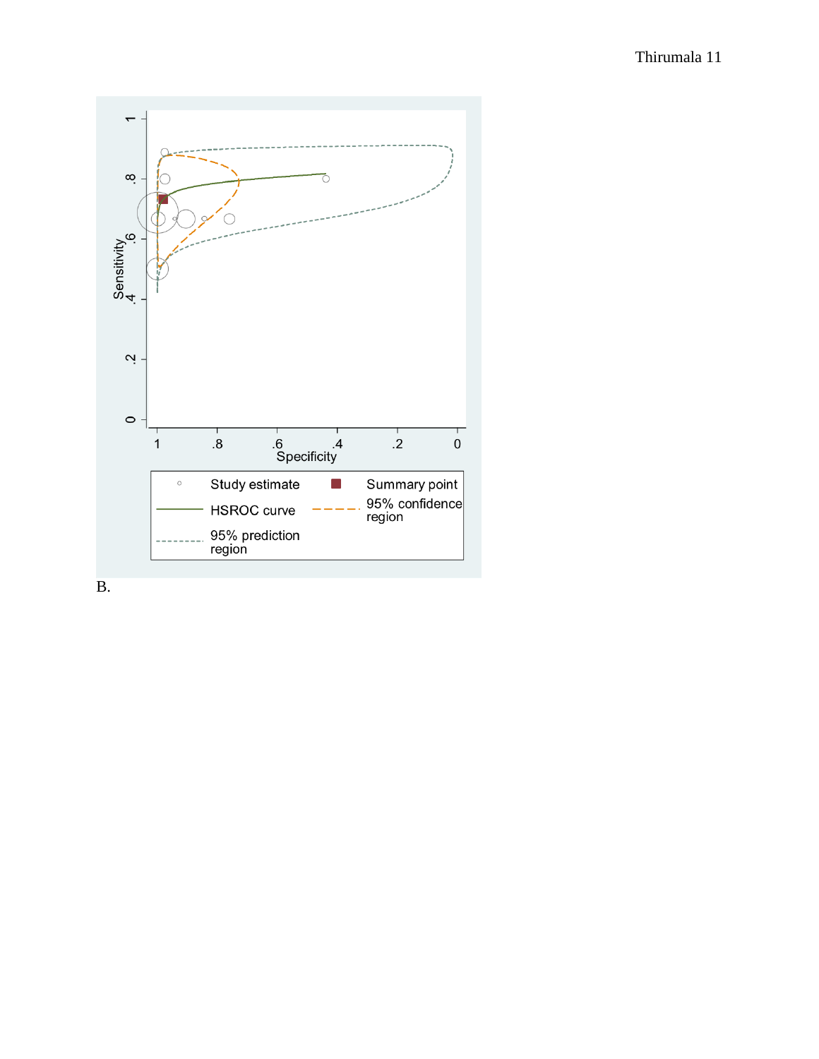B.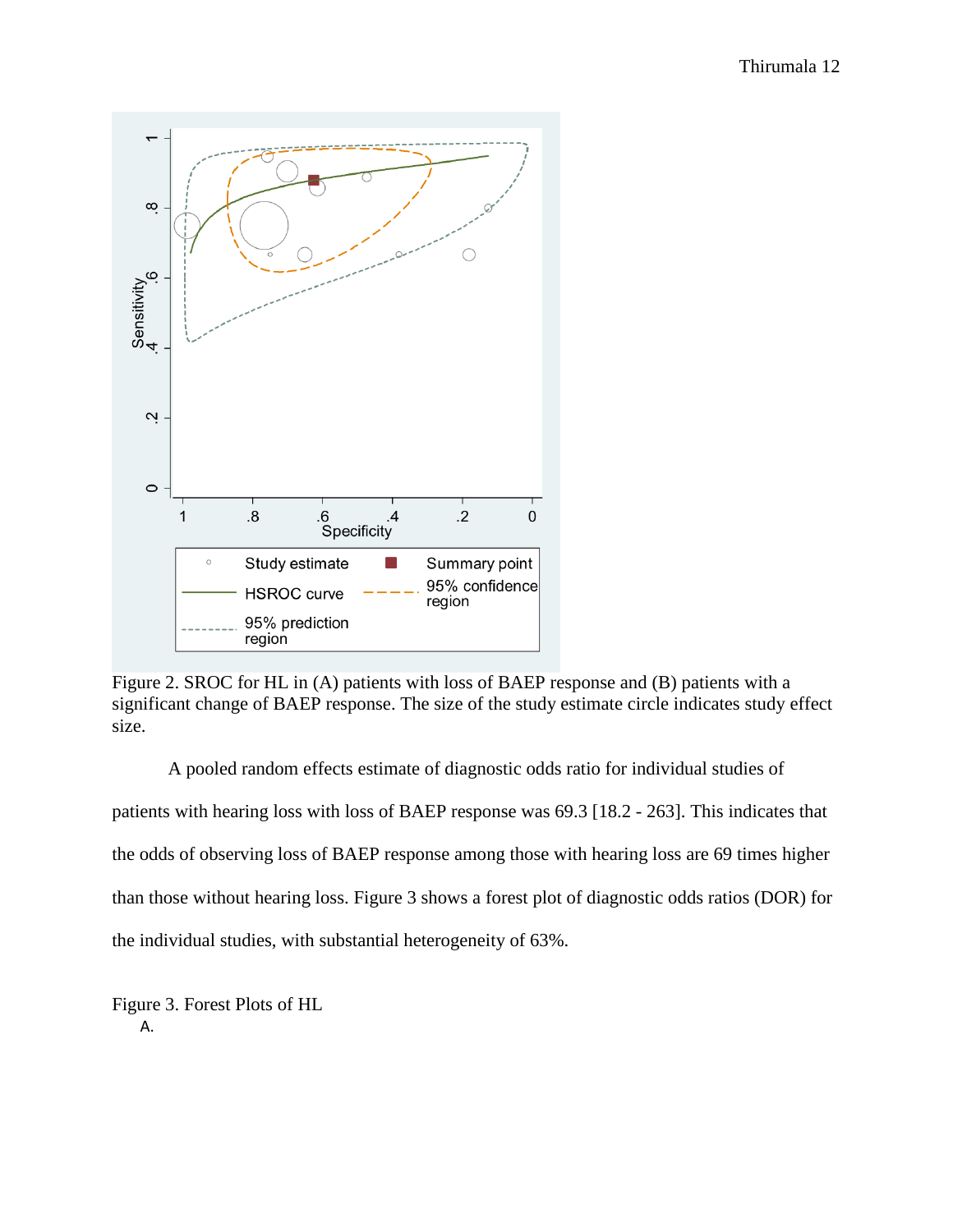Figure 2. SROC for HL in (A) patients with loss of BAEP response and (B) patients with a significant change of BAEP response. The size of the study estimate circle indicates study effect size.

A pooled random effects estimate of diagnostic odds ratio for individual studies of patients with hearing loss with loss of BAEP response was 69.3 [18.2 - 263]. This indicates that the odds of observing loss of BAEP response among those with hearing loss are 69 times higher than those without hearing loss. Figure 3 shows a forest plot of diagnostic odds ratios (DOR) for the individual studies, with substantial heterogeneity of 63%.

Figure 3. Forest Plots of HL

A.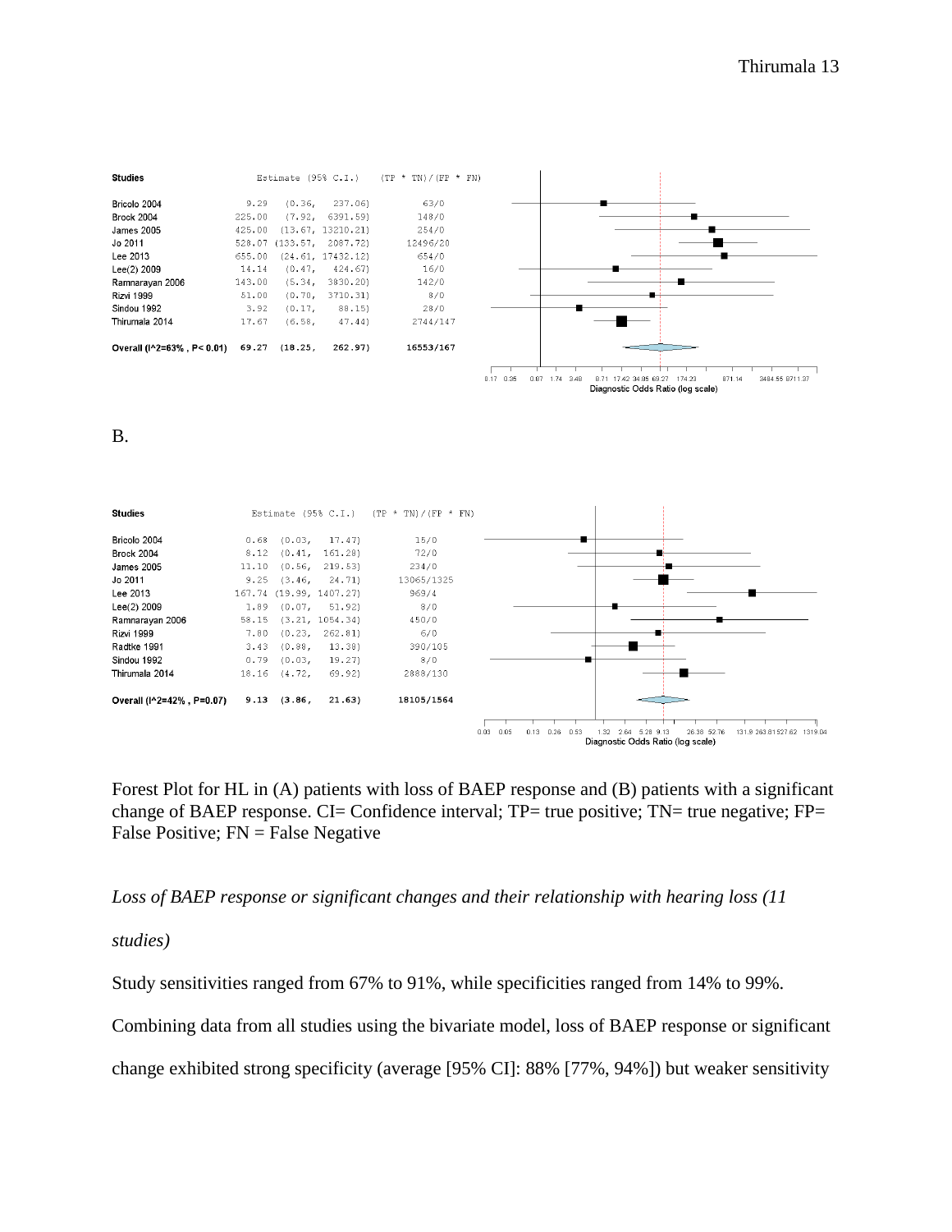| Studies | Estimate (95% C.I.) | (TP * TN)/(FP * FN) |
|---|---|---|
| Bricolo 2004 | 9.29 (0.36, 237.06) | 63/0 |
| Brock 2004 | 225.00 (7.92, 6391.59) | 148/0 |
| James 2005 | 425.00 (13.67, 13210.21) | 254/0 |
| Jo 2011 | 528.07 (133.57, 2087.72) | 12496/20 |
| Lee 2013 | 655.00 (24.61, 17432.12) | 654/0 |
| Lee(2) 2009 | 14.14 (0.47, 424.67) | 16/0 |
| Ramnarayan 2006 | 143.00 (5.34, 3830.20) | 142/0 |
| Rizvi 1999 | 51.00 (0.70, 3710.31) | 8/0 |
| Sindou 1992 | 3.92 (0.17, 88.15) | 28/0 |
| Thirumala 2014 | 17.67 (6.58, 47.44) | 2744/147 |
| **Overall (I^2=63% , P< 0.01)** | **69.27 (18.25, 262.97)** | **16553/167** |

Diagnostic Odds Ratio (log scale)

B.

| Studies | Estimate (95% C.I.) | (TP * TN)/(FP * FN) |
|---|---|---|
| Bricolo 2004 | 0.68 (0.03, 17.47) | 15/0 |
| Brock 2004 | 8.12 (0.41, 161.28) | 72/0 |
| James 2005 | 11.10 (0.56, 219.53) | 234/0 |
| Jo 2011 | 9.25 (3.46, 24.71) | 13065/1325 |
| Lee 2013 | 167.74 (19.99, 1407.27) | 969/4 |
| Lee(2) 2009 | 1.89 (0.07, 51.92) | 8/0 |
| Ramnarayan 2006 | 58.15 (3.21, 1054.34) | 450/0 |
| Rizvi 1999 | 7.80 (0.23, 262.81) | 6/0 |
| Radtke 1991 | 3.43 (0.88, 13.38) | 390/105 |
| Sindou 1992 | 0.79 (0.03, 19.27) | 8/0 |
| Thirumala 2014 | 18.16 (4.72, 69.92) | 2888/130 |
| **Overall (I^2=42% , P=0.07)** | **9.13 (3.86, 21.63)** | **18105/1564** |

Diagnostic Odds Ratio (log scale)

Forest Plot for HL in (A) patients with loss of BAEP response and (B) patients with a significant change of BAEP response. CI= Confidence interval; TP= true positive; TN= true negative; FP= False Positive; FN = False Negative

*Loss of BAEP response or significant changes and their relationship with hearing loss (11 studies)*

Study sensitivities ranged from 67% to 91%, while specificities ranged from 14% to 99%. Combining data from all studies using the bivariate model, loss of BAEP response or significant change exhibited strong specificity (average [95% CI]: 88% [77%, 94%]) but weaker sensitivity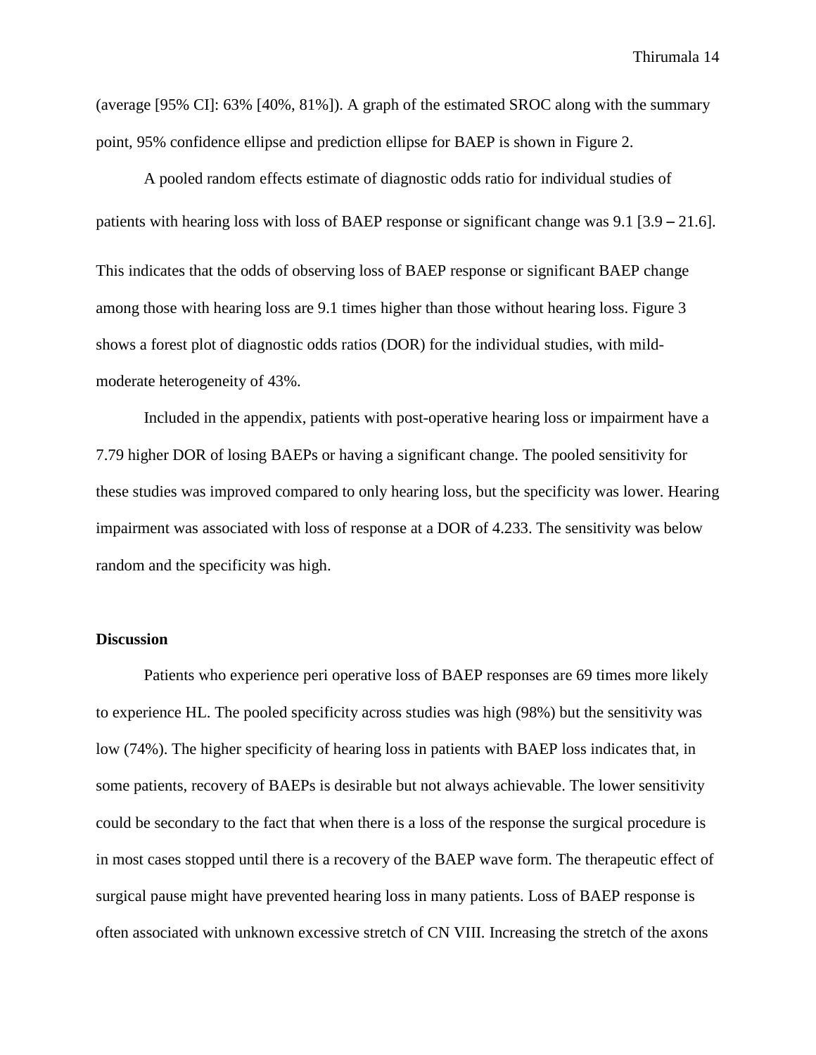(average [95% CI]: 63% [40%, 81%]). A graph of the estimated SROC along with the summary point, 95% confidence ellipse and prediction ellipse for BAEP is shown in Figure 2.

A pooled random effects estimate of diagnostic odds ratio for individual studies of patients with hearing loss with loss of BAEP response or significant change was 9.1 [3.9 – 21.6]. This indicates that the odds of observing loss of BAEP response or significant BAEP change among those with hearing loss are 9.1 times higher than those without hearing loss. Figure 3 shows a forest plot of diagnostic odds ratios (DOR) for the individual studies, with mild-moderate heterogeneity of 43%.

Included in the appendix, patients with post-operative hearing loss or impairment have a 7.79 higher DOR of losing BAEPs or having a significant change. The pooled sensitivity for these studies was improved compared to only hearing loss, but the specificity was lower. Hearing impairment was associated with loss of response at a DOR of 4.233. The sensitivity was below random and the specificity was high.

**Discussion**

Patients who experience peri operative loss of BAEP responses are 69 times more likely to experience HL. The pooled specificity across studies was high (98%) but the sensitivity was low (74%). The higher specificity of hearing loss in patients with BAEP loss indicates that, in some patients, recovery of BAEPs is desirable but not always achievable. The lower sensitivity could be secondary to the fact that when there is a loss of the response the surgical procedure is in most cases stopped until there is a recovery of the BAEP wave form. The therapeutic effect of surgical pause might have prevented hearing loss in many patients. Loss of BAEP response is often associated with unknown excessive stretch of CN VIII. Increasing the stretch of the axons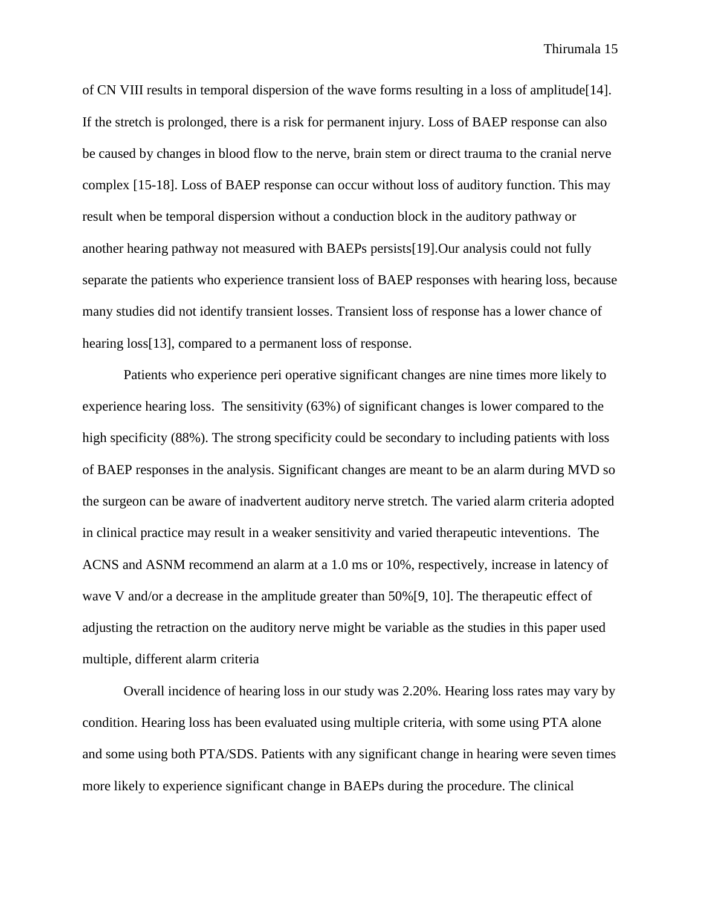of CN VIII results in temporal dispersion of the wave forms resulting in a loss of amplitude[14]. If the stretch is prolonged, there is a risk for permanent injury. Loss of BAEP response can also be caused by changes in blood flow to the nerve, brain stem or direct trauma to the cranial nerve complex [15-18]. Loss of BAEP response can occur without loss of auditory function. This may result when be temporal dispersion without a conduction block in the auditory pathway or another hearing pathway not measured with BAEPs persists[19].Our analysis could not fully separate the patients who experience transient loss of BAEP responses with hearing loss, because many studies did not identify transient losses. Transient loss of response has a lower chance of hearing loss[13], compared to a permanent loss of response.

Patients who experience peri operative significant changes are nine times more likely to experience hearing loss. The sensitivity (63%) of significant changes is lower compared to the high specificity (88%). The strong specificity could be secondary to including patients with loss of BAEP responses in the analysis. Significant changes are meant to be an alarm during MVD so the surgeon can be aware of inadvertent auditory nerve stretch. The varied alarm criteria adopted in clinical practice may result in a weaker sensitivity and varied therapeutic inteventions. The ACNS and ASNM recommend an alarm at a 1.0 ms or 10%, respectively, increase in latency of wave V and/or a decrease in the amplitude greater than 50%[9, 10]. The therapeutic effect of adjusting the retraction on the auditory nerve might be variable as the studies in this paper used multiple, different alarm criteria

Overall incidence of hearing loss in our study was 2.20%. Hearing loss rates may vary by condition. Hearing loss has been evaluated using multiple criteria, with some using PTA alone and some using both PTA/SDS. Patients with any significant change in hearing were seven times more likely to experience significant change in BAEPs during the procedure. The clinical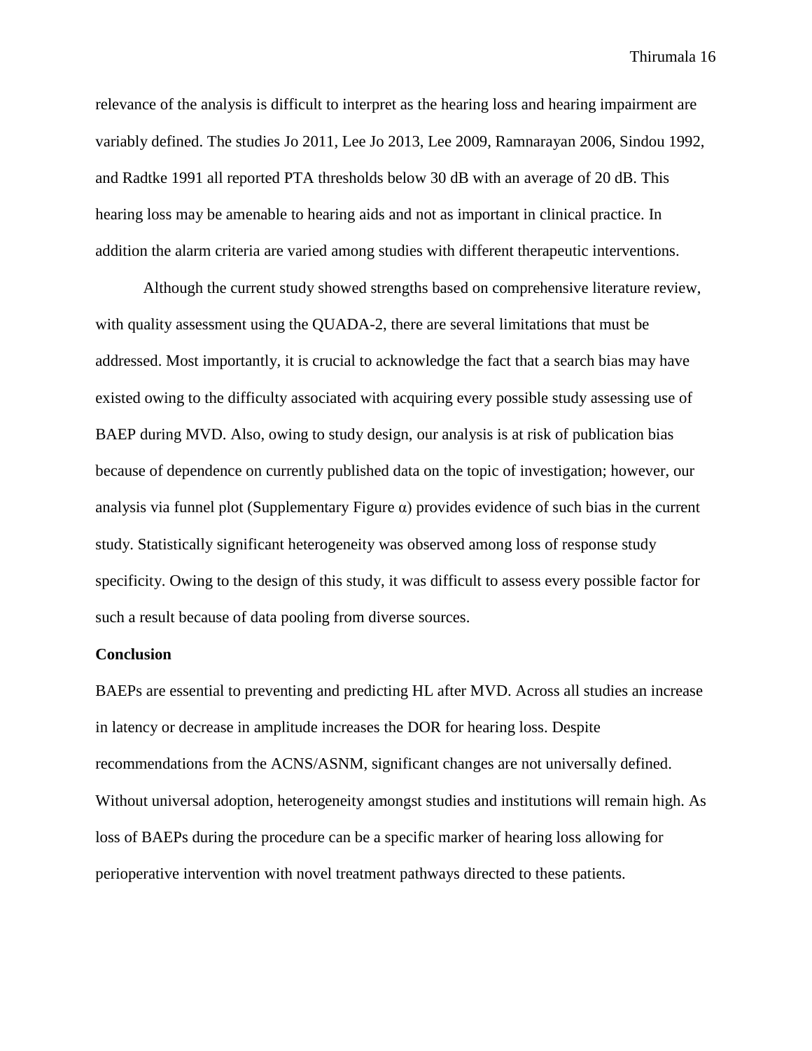relevance of the analysis is difficult to interpret as the hearing loss and hearing impairment are variably defined. The studies Jo 2011, Lee Jo 2013, Lee 2009, Ramnarayan 2006, Sindou 1992, and Radtke 1991 all reported PTA thresholds below 30 dB with an average of 20 dB. This hearing loss may be amenable to hearing aids and not as important in clinical practice. In addition the alarm criteria are varied among studies with different therapeutic interventions.

Although the current study showed strengths based on comprehensive literature review, with quality assessment using the QUADA-2, there are several limitations that must be addressed. Most importantly, it is crucial to acknowledge the fact that a search bias may have existed owing to the difficulty associated with acquiring every possible study assessing use of BAEP during MVD. Also, owing to study design, our analysis is at risk of publication bias because of dependence on currently published data on the topic of investigation; however, our analysis via funnel plot (Supplementary Figure α) provides evidence of such bias in the current study. Statistically significant heterogeneity was observed among loss of response study specificity. Owing to the design of this study, it was difficult to assess every possible factor for such a result because of data pooling from diverse sources.

**Conclusion**

BAEPs are essential to preventing and predicting HL after MVD. Across all studies an increase in latency or decrease in amplitude increases the DOR for hearing loss. Despite recommendations from the ACNS/ASNM, significant changes are not universally defined. Without universal adoption, heterogeneity amongst studies and institutions will remain high. As loss of BAEPs during the procedure can be a specific marker of hearing loss allowing for perioperative intervention with novel treatment pathways directed to these patients.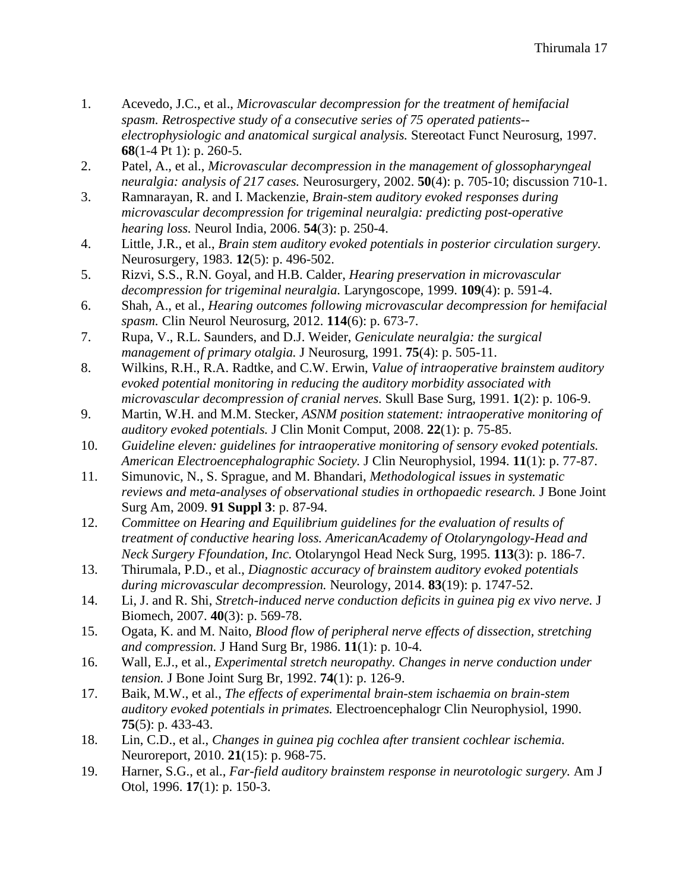1. Acevedo, J.C., et al., *Microvascular decompression for the treatment of hemifacial spasm. Retrospective study of a consecutive series of 75 operated patients--electrophysiologic and anatomical surgical analysis.* Stereotact Funct Neurosurg, 1997. **68**(1-4 Pt 1): p. 260-5.
2. Patel, A., et al., *Microvascular decompression in the management of glossopharyngeal neuralgia: analysis of 217 cases.* Neurosurgery, 2002. **50**(4): p. 705-10; discussion 710-1.
3. Ramnarayan, R. and I. Mackenzie, *Brain-stem auditory evoked responses during microvascular decompression for trigeminal neuralgia: predicting post-operative hearing loss.* Neurol India, 2006. **54**(3): p. 250-4.
4. Little, J.R., et al., *Brain stem auditory evoked potentials in posterior circulation surgery.* Neurosurgery, 1983. **12**(5): p. 496-502.
5. Rizvi, S.S., R.N. Goyal, and H.B. Calder, *Hearing preservation in microvascular decompression for trigeminal neuralgia.* Laryngoscope, 1999. **109**(4): p. 591-4.
6. Shah, A., et al., *Hearing outcomes following microvascular decompression for hemifacial spasm.* Clin Neurol Neurosurg, 2012. **114**(6): p. 673-7.
7. Rupa, V., R.L. Saunders, and D.J. Weider, *Geniculate neuralgia: the surgical management of primary otalgia.* J Neurosurg, 1991. **75**(4): p. 505-11.
8. Wilkins, R.H., R.A. Radtke, and C.W. Erwin, *Value of intraoperative brainstem auditory evoked potential monitoring in reducing the auditory morbidity associated with microvascular decompression of cranial nerves.* Skull Base Surg, 1991. **1**(2): p. 106-9.
9. Martin, W.H. and M.M. Stecker, *ASNM position statement: intraoperative monitoring of auditory evoked potentials.* J Clin Monit Comput, 2008. **22**(1): p. 75-85.
10. *Guideline eleven: guidelines for intraoperative monitoring of sensory evoked potentials. American Electroencephalographic Society.* J Clin Neurophysiol, 1994. **11**(1): p. 77-87.
11. Simunovic, N., S. Sprague, and M. Bhandari, *Methodological issues in systematic reviews and meta-analyses of observational studies in orthopaedic research.* J Bone Joint Surg Am, 2009. **91 Suppl 3**: p. 87-94.
12. *Committee on Hearing and Equilibrium guidelines for the evaluation of results of treatment of conductive hearing loss. AmericanAcademy of Otolaryngology-Head and Neck Surgery Ffoundation, Inc.* Otolaryngol Head Neck Surg, 1995. **113**(3): p. 186-7.
13. Thirumala, P.D., et al., *Diagnostic accuracy of brainstem auditory evoked potentials during microvascular decompression.* Neurology, 2014. **83**(19): p. 1747-52.
14. Li, J. and R. Shi, *Stretch-induced nerve conduction deficits in guinea pig ex vivo nerve.* J Biomech, 2007. **40**(3): p. 569-78.
15. Ogata, K. and M. Naito, *Blood flow of peripheral nerve effects of dissection, stretching and compression.* J Hand Surg Br, 1986. **11**(1): p. 10-4.
16. Wall, E.J., et al., *Experimental stretch neuropathy. Changes in nerve conduction under tension.* J Bone Joint Surg Br, 1992. **74**(1): p. 126-9.
17. Baik, M.W., et al., *The effects of experimental brain-stem ischaemia on brain-stem auditory evoked potentials in primates.* Electroencephalogr Clin Neurophysiol, 1990. **75**(5): p. 433-43.
18. Lin, C.D., et al., *Changes in guinea pig cochlea after transient cochlear ischemia.* Neuroreport, 2010. **21**(15): p. 968-75.
19. Harner, S.G., et al., *Far-field auditory brainstem response in neurotologic surgery.* Am J Otol, 1996. **17**(1): p. 150-3.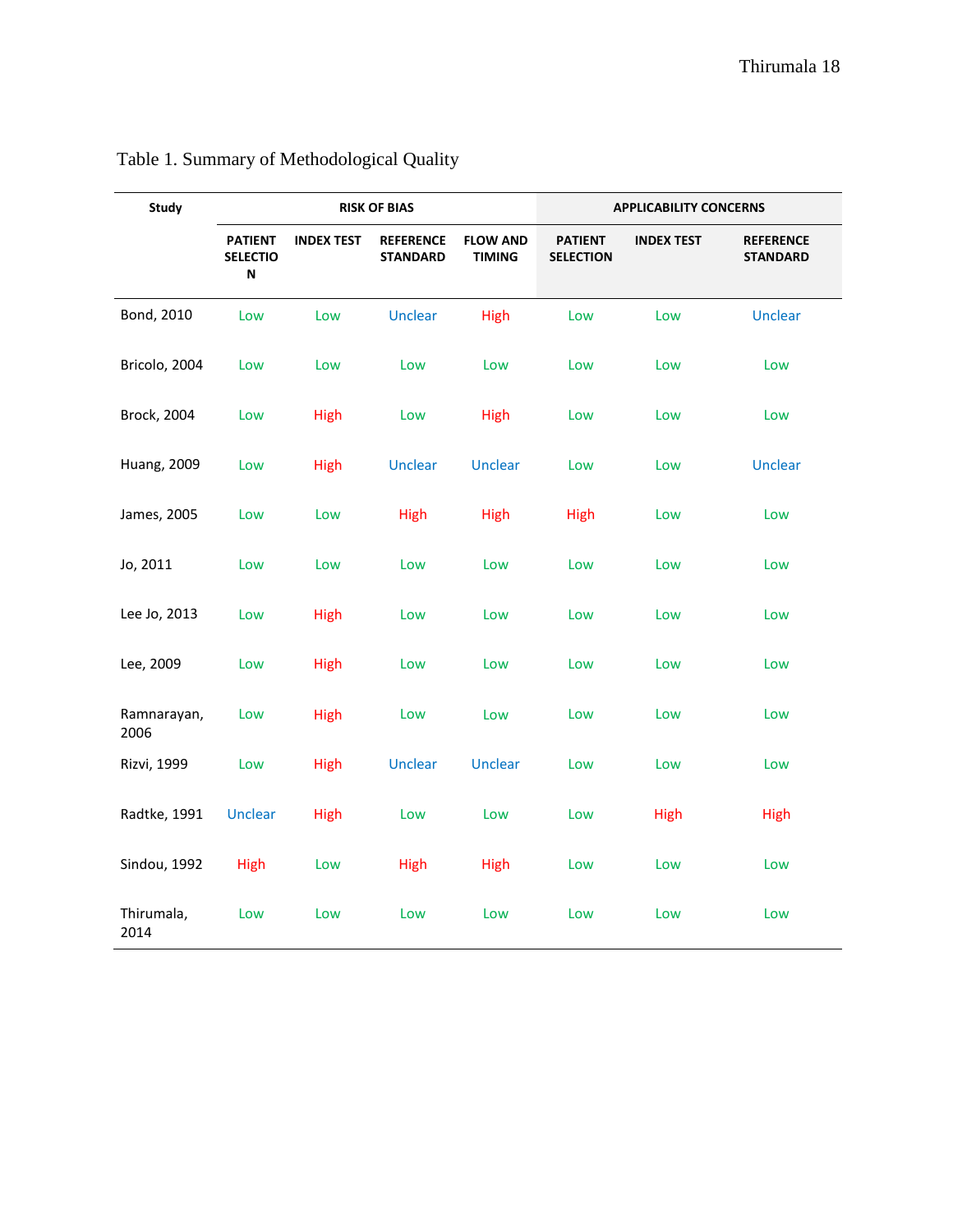Table 1. Summary of Methodological Quality

| Study | RISK OF BIAS | | | | APPLICABILITY CONCERNS | | |
|---|---|---|---|---|---|---|---|
| | PATIENT SELECTION | INDEX TEST | REFERENCE STANDARD | FLOW AND TIMING | PATIENT SELECTION | INDEX TEST | REFERENCE STANDARD |
| Bond, 2010 | Low | Low | Unclear | High | Low | Low | Unclear |
| Bricolo, 2004 | Low | Low | Low | Low | Low | Low | Low |
| Brock, 2004 | Low | High | Low | High | Low | Low | Low |
| Huang, 2009 | Low | High | Unclear | Unclear | Low | Low | Unclear |
| James, 2005 | Low | Low | High | High | High | Low | Low |
| Jo, 2011 | Low | Low | Low | Low | Low | Low | Low |
| Lee Jo, 2013 | Low | High | Low | Low | Low | Low | Low |
| Lee, 2009 | Low | High | Low | Low | Low | Low | Low |
| Ramnarayan, 2006 | Low | High | Low | Low | Low | Low | Low |
| Rizvi, 1999 | Low | High | Unclear | Unclear | Low | Low | Low |
| Radtke, 1991 | Unclear | High | Low | Low | Low | High | High |
| Sindou, 1992 | High | Low | High | High | Low | Low | Low |
| Thirumala, 2014 | Low | Low | Low | Low | Low | Low | Low |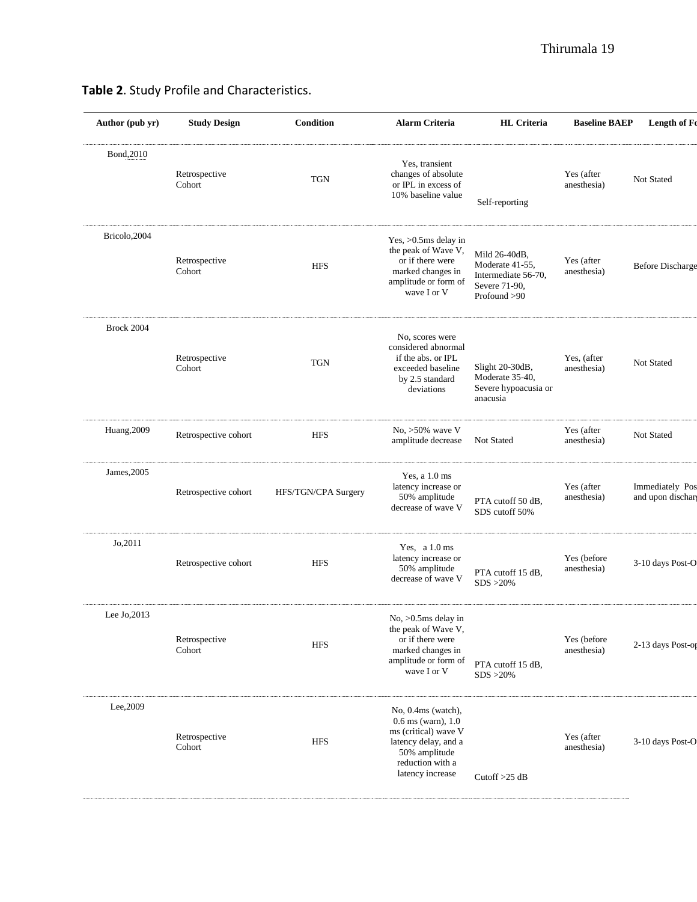**Table 2**. Study Profile and Characteristics.

| Author (pub yr) | Study Design | Condition | Alarm Criteria | HL Criteria | Baseline BAEP | Length of Fo |
|---|---|---|---|---|---|---|
| Bond,2010 | Retrospective Cohort | TGN | Yes, transient changes of absolute or IPL in excess of 10% baseline value | Self-reporting | Yes (after anesthesia) | Not Stated |
| Bricolo,2004 | Retrospective Cohort | HFS | Yes, >0.5ms delay in the peak of Wave V, or if there were marked changes in amplitude or form of wave I or V | Mild 26-40dB, Moderate 41-55, Intermediate 56-70, Severe 71-90, Profound >90 | Yes (after anesthesia) | Before Discharge |
| Brock 2004 | Retrospective Cohort | TGN | No, scores were considered abnormal if the abs. or IPL exceeded baseline by 2.5 standard deviations | Slight 20-30dB, Moderate 35-40, Severe hypoacusia or anacusia | Yes, (after anesthesia) | Not Stated |
| Huang,2009 | Retrospective cohort | HFS | No, >50% wave V amplitude decrease | Not Stated | Yes (after anesthesia) | Not Stated |
| James,2005 | Retrospective cohort | HFS/TGN/CPA Surgery | Yes, a 1.0 ms latency increase or 50% amplitude decrease of wave V | PTA cutoff 50 dB, SDS cutoff 50% | Yes (after anesthesia) | Immediately Pos and upon dischar |
| Jo,2011 | Retrospective cohort | HFS | Yes, a 1.0 ms latency increase or 50% amplitude decrease of wave V | PTA cutoff 15 dB, SDS >20% | Yes (before anesthesia) | 3-10 days Post-O |
| Lee Jo,2013 | Retrospective Cohort | HFS | No, >0.5ms delay in the peak of Wave V, or if there were marked changes in amplitude or form of wave I or V | PTA cutoff 15 dB, SDS >20% | Yes (before anesthesia) | 2-13 days Post-op |
| Lee,2009 | Retrospective Cohort | HFS | No, 0.4ms (watch), 0.6 ms (warn), 1.0 ms (critical) wave V latency delay, and a 50% amplitude reduction with a latency increase | Cutoff >25 dB | Yes (after anesthesia) | 3-10 days Post-O |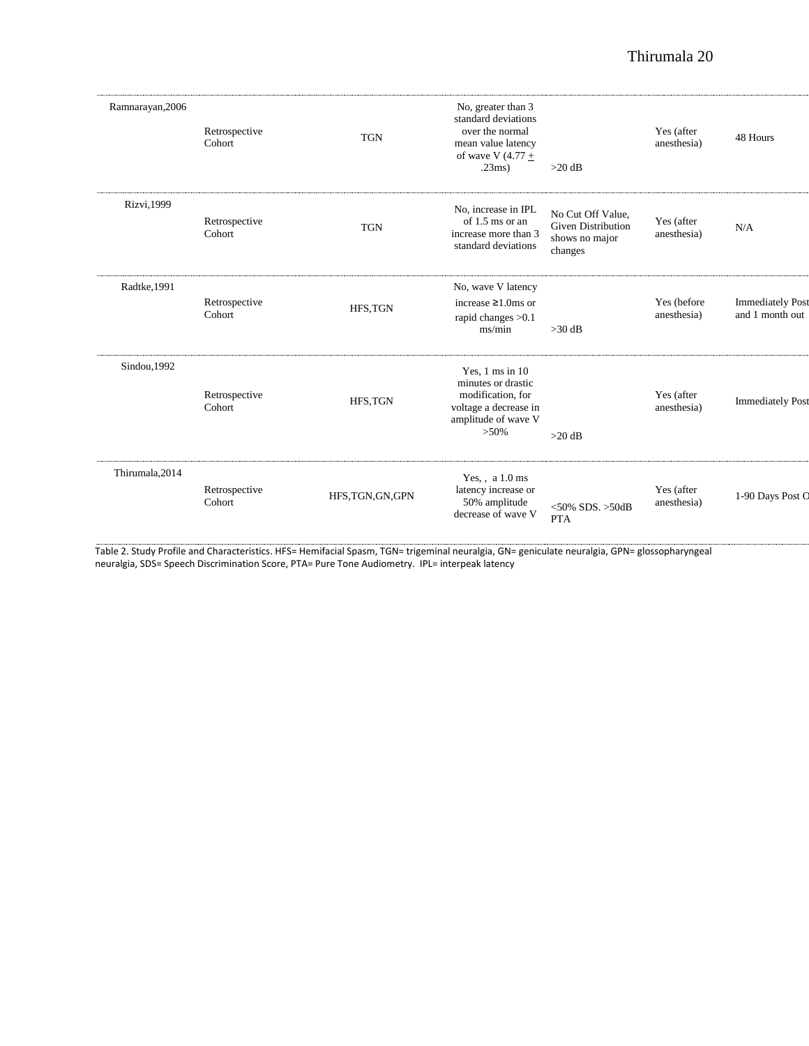| | | | | | | |
|---|---|---|---|---|---|---|
| Ramnarayan,2006 | Retrospective Cohort | TGN | No, greater than 3 standard deviations over the normal mean value latency of wave V (4.77 ± .23ms) | >20 dB | Yes (after anesthesia) | 48 Hours |
| Rizvi,1999 | Retrospective Cohort | TGN | No, increase in IPL of 1.5 ms or an increase more than 3 standard deviations | No Cut Off Value, Given Distribution shows no major changes | Yes (after anesthesia) | N/A |
| Radtke,1991 | Retrospective Cohort | HFS,TGN | No, wave V latency increase ≥1.0ms or rapid changes >0.1 ms/min | >30 dB | Yes (before anesthesia) | Immediately Post and 1 month out |
| Sindou,1992 | Retrospective Cohort | HFS,TGN | Yes, 1 ms in 10 minutes or drastic modification, for voltage a decrease in amplitude of wave V >50% | >20 dB | Yes (after anesthesia) | Immediately Post |
| Thirumala,2014 | Retrospective Cohort | HFS,TGN,GN,GPN | Yes, , a 1.0 ms latency increase or 50% amplitude decrease of wave V | <50% SDS. >50dB PTA | Yes (after anesthesia) | 1-90 Days Post O |

Table 2. Study Profile and Characteristics. HFS= Hemifacial Spasm, TGN= trigeminal neuralgia, GN= geniculate neuralgia, GPN= glossopharyngeal neuralgia, SDS= Speech Discrimination Score, PTA= Pure Tone Audiometry. IPL= interpeak latency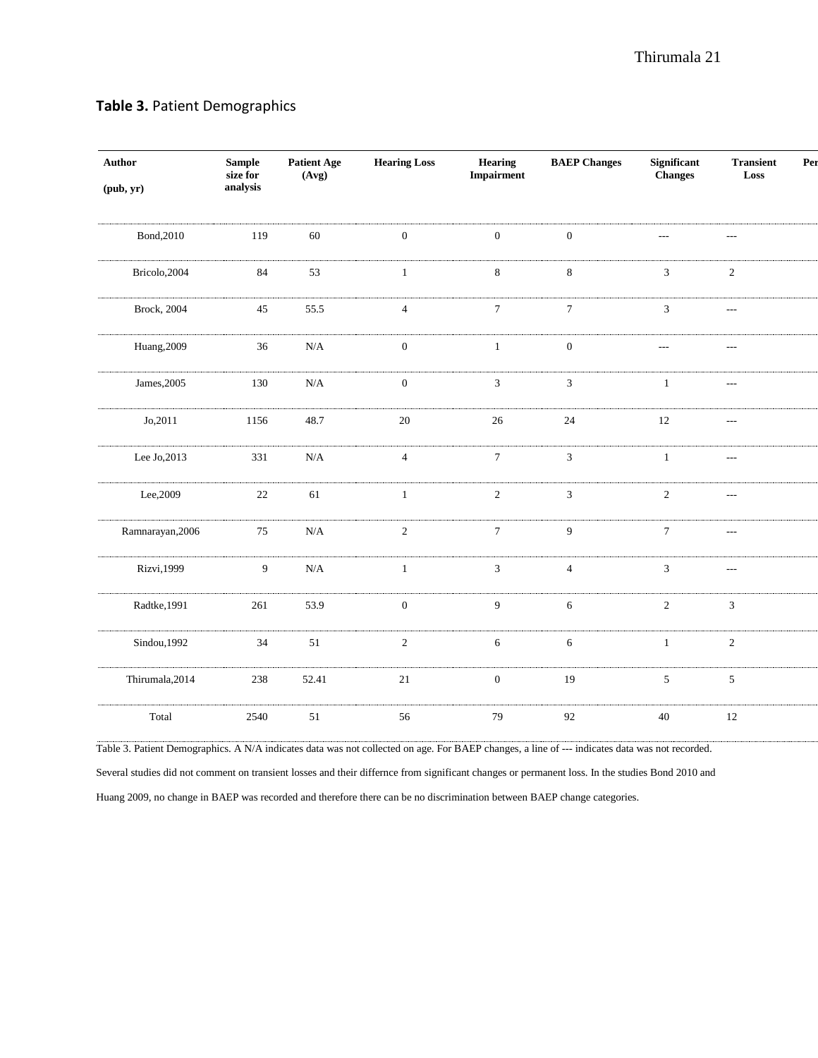**Table 3.** Patient Demographics

| Author (pub, yr) | Sample size for analysis | Patient Age (Avg) | Hearing Loss | Hearing Impairment | BAEP Changes | Significant Changes | Transient Loss | Per |
|---|---|---|---|---|---|---|---|---|
| Bond,2010 | 119 | 60 | 0 | 0 | 0 | --- | --- | |
| Bricolo,2004 | 84 | 53 | 1 | 8 | 8 | 3 | 2 | |
| Brock, 2004 | 45 | 55.5 | 4 | 7 | 7 | 3 | --- | |
| Huang,2009 | 36 | N/A | 0 | 1 | 0 | --- | --- | |
| James,2005 | 130 | N/A | 0 | 3 | 3 | 1 | --- | |
| Jo,2011 | 1156 | 48.7 | 20 | 26 | 24 | 12 | --- | |
| Lee Jo,2013 | 331 | N/A | 4 | 7 | 3 | 1 | --- | |
| Lee,2009 | 22 | 61 | 1 | 2 | 3 | 2 | --- | |
| Ramnarayan,2006 | 75 | N/A | 2 | 7 | 9 | 7 | --- | |
| Rizvi,1999 | 9 | N/A | 1 | 3 | 4 | 3 | --- | |
| Radtke,1991 | 261 | 53.9 | 0 | 9 | 6 | 2 | 3 | |
| Sindou,1992 | 34 | 51 | 2 | 6 | 6 | 1 | 2 | |
| Thirumala,2014 | 238 | 52.41 | 21 | 0 | 19 | 5 | 5 | |
| Total | 2540 | 51 | 56 | 79 | 92 | 40 | 12 | |

Table 3. Patient Demographics. A N/A indicates data was not collected on age. For BAEP changes, a line of --- indicates data was not recorded. Several studies did not comment on transient losses and their differnce from significant changes or permanent loss. In the studies Bond 2010 and Huang 2009, no change in BAEP was recorded and therefore there can be no discrimination between BAEP change categories.